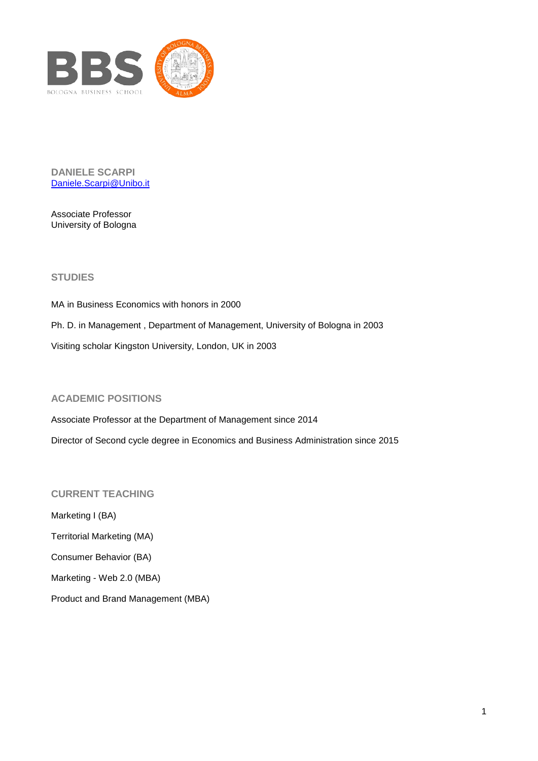**DANIELE SCARPI**
[Daniele.Scarpi@Unibo.it](mailto:Daniele.Scarpi@Unibo.it)

Associate Professor
University of Bologna

## STUDIES

MA in Business Economics with honors in 2000

Ph. D. in Management , Department of Management, University of Bologna in 2003

Visiting scholar Kingston University, London, UK in 2003

## ACADEMIC POSITIONS

Associate Professor at the Department of Management since 2014

Director of Second cycle degree in Economics and Business Administration since 2015

## CURRENT TEACHING

Marketing I (BA)

Territorial Marketing (MA)

Consumer Behavior (BA)

Marketing - Web 2.0 (MBA)

Product and Brand Management (MBA)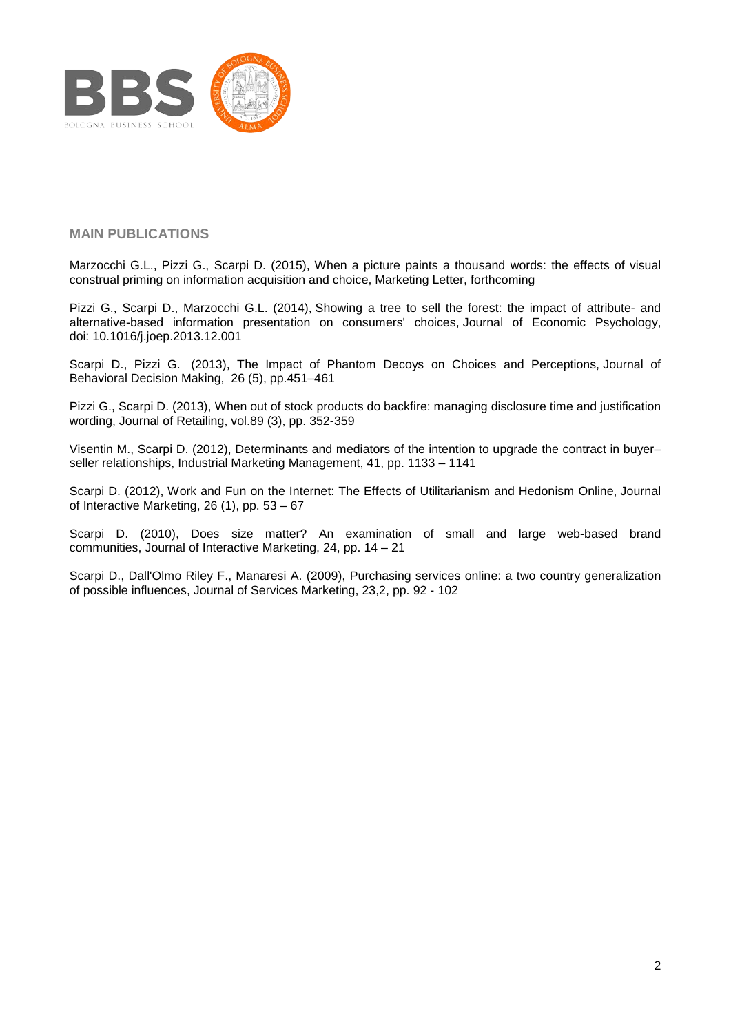## MAIN PUBLICATIONS

Marzocchi G.L., Pizzi G., Scarpi D. (2015), When a picture paints a thousand words: the effects of visual construal priming on information acquisition and choice, Marketing Letter, forthcoming

Pizzi G., Scarpi D., Marzocchi G.L. (2014), Showing a tree to sell the forest: the impact of attribute- and alternative-based information presentation on consumers' choices, Journal of Economic Psychology, doi: 10.1016/j.joep.2013.12.001

Scarpi D., Pizzi G. (2013), The Impact of Phantom Decoys on Choices and Perceptions, Journal of Behavioral Decision Making, 26 (5), pp.451–461

Pizzi G., Scarpi D. (2013), When out of stock products do backfire: managing disclosure time and justification wording, Journal of Retailing, vol.89 (3), pp. 352-359

Visentin M., Scarpi D. (2012), Determinants and mediators of the intention to upgrade the contract in buyer–seller relationships, Industrial Marketing Management, 41, pp. 1133 – 1141

Scarpi D. (2012), Work and Fun on the Internet: The Effects of Utilitarianism and Hedonism Online, Journal of Interactive Marketing, 26 (1), pp. 53 – 67

Scarpi D. (2010), Does size matter? An examination of small and large web-based brand communities, Journal of Interactive Marketing, 24, pp. 14 – 21

Scarpi D., Dall'Olmo Riley F., Manaresi A. (2009), Purchasing services online: a two country generalization of possible influences, Journal of Services Marketing, 23,2, pp. 92 - 102